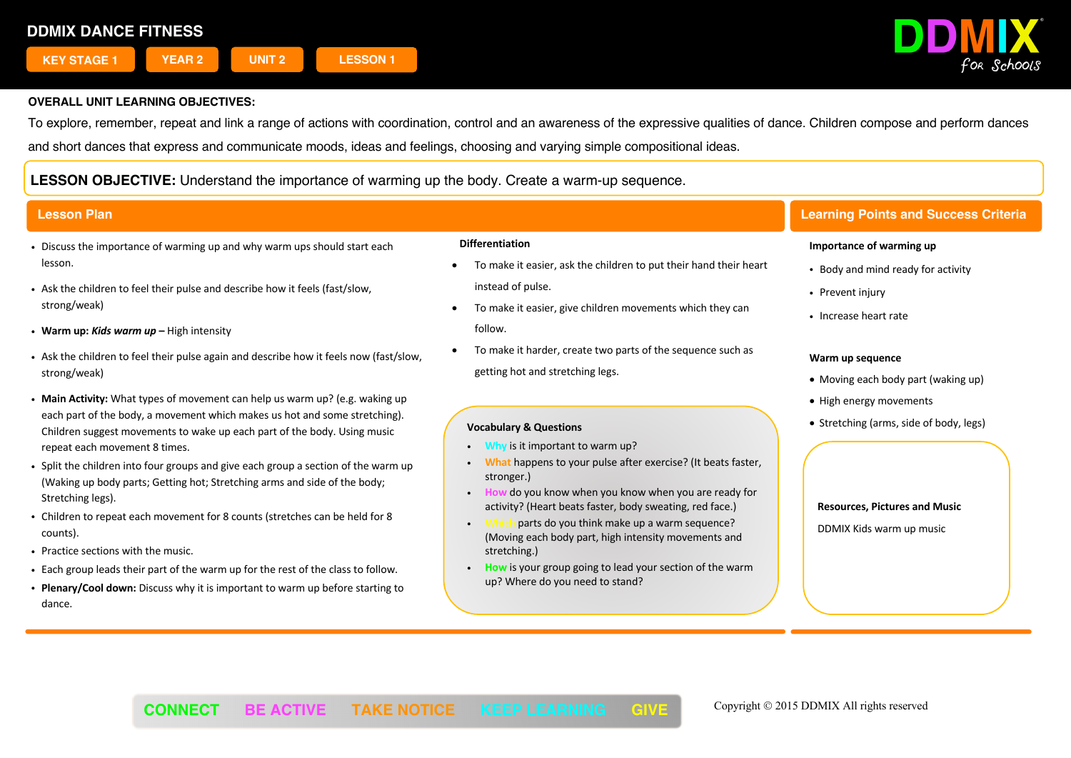# DDMIX DANCE FITNESS

KEY STAGE 1 | YEAR 2 | UNIT 2 | LESSON 1

DDMIX for Schools

**OVERALL UNIT LEARNING OBJECTIVES:**

To explore, remember, repeat and link a range of actions with coordination, control and an awareness of the expressive qualities of dance. Children compose and perform dances and short dances that express and communicate moods, ideas and feelings, choosing and varying simple compositional ideas.

**LESSON OBJECTIVE:** Understand the importance of warming up the body. Create a warm-up sequence.

## Lesson Plan

- Discuss the importance of warming up and why warm ups should start each lesson.
- Ask the children to feel their pulse and describe how it feels (fast/slow, strong/weak)
- **Warm up:** ***Kids warm up*** **–** High intensity
- Ask the children to feel their pulse again and describe how it feels now (fast/slow, strong/weak)
- **Main Activity:** What types of movement can help us warm up? (e.g. waking up each part of the body, a movement which makes us hot and some stretching). Children suggest movements to wake up each part of the body. Using music repeat each movement 8 times.
- Split the children into four groups and give each group a section of the warm up (Waking up body parts; Getting hot; Stretching arms and side of the body; Stretching legs).
- Children to repeat each movement for 8 counts (stretches can be held for 8 counts).
- Practice sections with the music.
- Each group leads their part of the warm up for the rest of the class to follow.
- **Plenary/Cool down:** Discuss why it is important to warm up before starting to dance.

**Differentiation**

- To make it easier, ask the children to put their hand their heart instead of pulse.
- To make it easier, give children movements which they can follow.
- To make it harder, create two parts of the sequence such as getting hot and stretching legs.

**Vocabulary & Questions**

- Why is it important to warm up?
- What happens to your pulse after exercise? (It beats faster, stronger.)
- How do you know when you know when you are ready for activity? (Heart beats faster, body sweating, red face.)
- Which parts do you think make up a warm sequence? (Moving each body part, high intensity movements and stretching.)
- How is your group going to lead your section of the warm up? Where do you need to stand?

## Learning Points and Success Criteria

**Importance of warming up**

- Body and mind ready for activity
- Prevent injury
- Increase heart rate

**Warm up sequence**

- Moving each body part (waking up)
- High energy movements
- Stretching (arms, side of body, legs)

**Resources, Pictures and Music**

DDMIX Kids warm up music

CONNECT BE ACTIVE TAKE NOTICE KEEP LEARNING GIVE

Copyright © 2015 DDMIX All rights reserved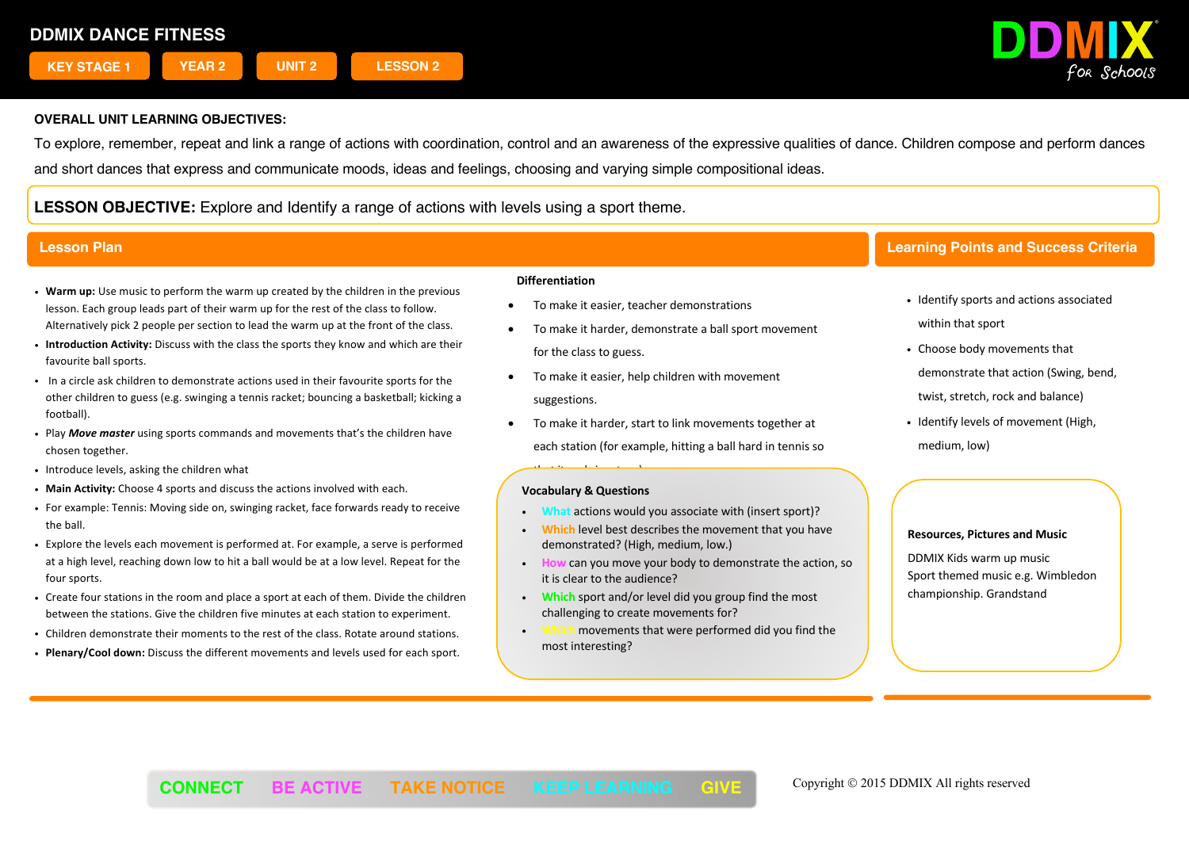# DDMIX DANCE FITNESS

KEY STAGE 1 | YEAR 2 | UNIT 2 | LESSON 2

DDMIX for Schools

**OVERALL UNIT LEARNING OBJECTIVES:**

To explore, remember, repeat and link a range of actions with coordination, control and an awareness of the expressive qualities of dance. Children compose and perform dances and short dances that express and communicate moods, ideas and feelings, choosing and varying simple compositional ideas.

**LESSON OBJECTIVE:** Explore and Identify a range of actions with levels using a sport theme.

## Lesson Plan

- **Warm up:** Use music to perform the warm up created by the children in the previous lesson. Each group leads part of their warm up for the rest of the class to follow. Alternatively pick 2 people per section to lead the warm up at the front of the class.
- **Introduction Activity:** Discuss with the class the sports they know and which are their favourite ball sports.
- In a circle ask children to demonstrate actions used in their favourite sports for the other children to guess (e.g. swinging a tennis racket; bouncing a basketball; kicking a football).
- Play ***Move master*** using sports commands and movements that's the children have chosen together.
- Introduce levels, asking the children what
- **Main Activity:** Choose 4 sports and discuss the actions involved with each.
- For example: Tennis: Moving side on, swinging racket, face forwards ready to receive the ball.
- Explore the levels each movement is performed at. For example, a serve is performed at a high level, reaching down low to hit a ball would be at a low level. Repeat for the four sports.
- Create four stations in the room and place a sport at each of them. Divide the children between the stations. Give the children five minutes at each station to experiment.
- Children demonstrate their moments to the rest of the class. Rotate around stations.
- **Plenary/Cool down:** Discuss the different movements and levels used for each sport.

**Differentiation**

- To make it easier, teacher demonstrations
- To make it harder, demonstrate a ball sport movement for the class to guess.
- To make it easier, help children with movement suggestions.
- To make it harder, start to link movements together at each station (for example, hitting a ball hard in tennis so that it ...)

**Vocabulary & Questions**

- What actions would you associate with (insert sport)?
- Which level best describes the movement that you have demonstrated? (High, medium, low.)
- How can you move your body to demonstrate the action, so it is clear to the audience?
- Which sport and/or level did you group find the most challenging to create movements for?
- Which movements that were performed did you find the most interesting?

## Learning Points and Success Criteria

- Identify sports and actions associated within that sport
- Choose body movements that demonstrate that action (Swing, bend, twist, stretch, rock and balance)
- Identify levels of movement (High, medium, low)

**Resources, Pictures and Music**

DDMIX Kids warm up music
Sport themed music e.g. Wimbledon championship. Grandstand

CONNECT BE ACTIVE TAKE NOTICE KEEP LEARNING GIVE

Copyright © 2015 DDMIX All rights reserved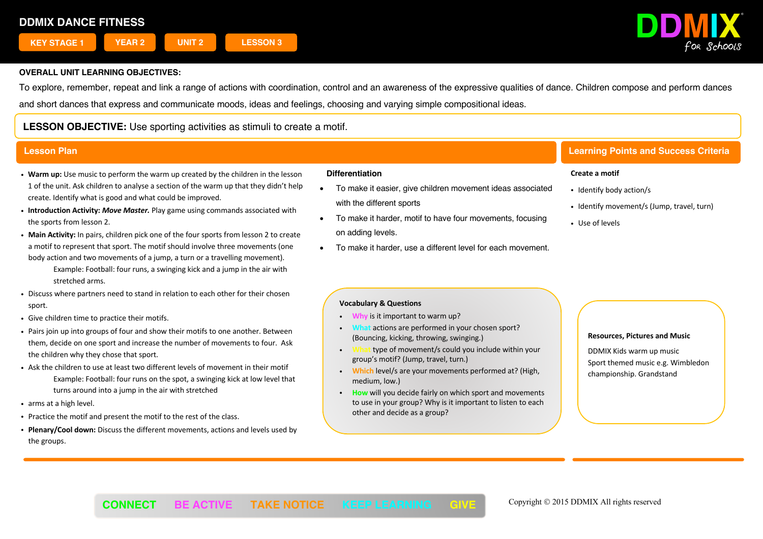# DDMIX DANCE FITNESS

KEY STAGE 1 | YEAR 2 | UNIT 2 | LESSON 3

DDMIX for Schools

**OVERALL UNIT LEARNING OBJECTIVES:**

To explore, remember, repeat and link a range of actions with coordination, control and an awareness of the expressive qualities of dance. Children compose and perform dances and short dances that express and communicate moods, ideas and feelings, choosing and varying simple compositional ideas.

**LESSON OBJECTIVE:** Use sporting activities as stimuli to create a motif.

## Lesson Plan

- **Warm up:** Use music to perform the warm up created by the children in the lesson 1 of the unit. Ask children to analyse a section of the warm up that they didn't help create. Identify what is good and what could be improved.
- **Introduction Activity:** ***Move Master.*** Play game using commands associated with the sports from lesson 2.
- **Main Activity:** In pairs, children pick one of the four sports from lesson 2 to create a motif to represent that sport. The motif should involve three movements (one body action and two movements of a jump, a turn or a travelling movement).
  Example: Football: four runs, a swinging kick and a jump in the air with stretched arms.
- Discuss where partners need to stand in relation to each other for their chosen sport.
- Give children time to practice their motifs.
- Pairs join up into groups of four and show their motifs to one another. Between them, decide on one sport and increase the number of movements to four. Ask the children why they chose that sport.
- Ask the children to use at least two different levels of movement in their motif
  Example: Football: four runs on the spot, a swinging kick at low level that turns around into a jump in the air with stretched
- arms at a high level.
- Practice the motif and present the motif to the rest of the class.
- **Plenary/Cool down:** Discuss the different movements, actions and levels used by the groups.

### Differentiation

- To make it easier, give children movement ideas associated with the different sports
- To make it harder, motif to have four movements, focusing on adding levels.
- To make it harder, use a different level for each movement.

### Vocabulary & Questions

- Why is it important to warm up?
- What actions are performed in your chosen sport? (Bouncing, kicking, throwing, swinging.)
- What type of movement/s could you include within your group's motif? (Jump, travel, turn.)
- Which level/s are your movements performed at? (High, medium, low.)
- How will you decide fairly on which sport and movements to use in your group? Why is it important to listen to each other and decide as a group?

## Learning Points and Success Criteria

**Create a motif**

- Identify body action/s
- Identify movement/s (Jump, travel, turn)
- Use of levels

### Resources, Pictures and Music

DDMIX Kids warm up music

Sport themed music e.g. Wimbledon championship. Grandstand

CONNECT | BE ACTIVE | TAKE NOTICE | KEEP LEARNING | GIVE

Copyright © 2015 DDMIX All rights reserved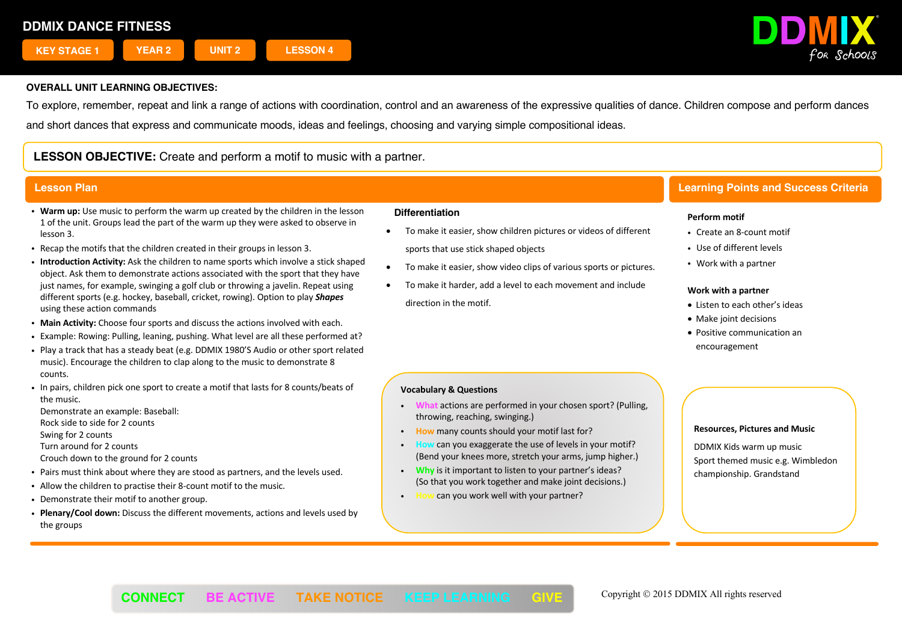# DDMIX DANCE FITNESS

KEY STAGE 1 | YEAR 2 | UNIT 2 | LESSON 4

DDMIX for Schools

**OVERALL UNIT LEARNING OBJECTIVES:**

To explore, remember, repeat and link a range of actions with coordination, control and an awareness of the expressive qualities of dance. Children compose and perform dances and short dances that express and communicate moods, ideas and feelings, choosing and varying simple compositional ideas.

**LESSON OBJECTIVE:** Create and perform a motif to music with a partner.

## Lesson Plan

- **Warm up:** Use music to perform the warm up created by the children in the lesson 1 of the unit. Groups lead the part of the warm up they were asked to observe in lesson 3.
- Recap the motifs that the children created in their groups in lesson 3.
- **Introduction Activity:** Ask the children to name sports which involve a stick shaped object. Ask them to demonstrate actions associated with the sport that they have just names, for example, swinging a golf club or throwing a javelin. Repeat using different sports (e.g. hockey, baseball, cricket, rowing). Option to play ***Shapes*** using these action commands
- **Main Activity:** Choose four sports and discuss the actions involved with each.
- Example: Rowing: Pulling, leaning, pushing. What level are all these performed at?
- Play a track that has a steady beat (e.g. DDMIX 1980'S Audio or other sport related music). Encourage the children to clap along to the music to demonstrate 8 counts.
- In pairs, children pick one sport to create a motif that lasts for 8 counts/beats of the music.
  Demonstrate an example: Baseball:
  Rock side to side for 2 counts
  Swing for 2 counts
  Turn around for 2 counts
  Crouch down to the ground for 2 counts
- Pairs must think about where they are stood as partners, and the levels used.
- Allow the children to practise their 8-count motif to the music.
- Demonstrate their motif to another group.
- **Plenary/Cool down:** Discuss the different movements, actions and levels used by the groups

### Differentiation

- To make it easier, show children pictures or videos of different sports that use stick shaped objects
- To make it easier, show video clips of various sports or pictures.
- To make it harder, add a level to each movement and include direction in the motif.

### Vocabulary & Questions

- What actions are performed in your chosen sport? (Pulling, throwing, reaching, swinging.)
- How many counts should your motif last for?
- How can you exaggerate the use of levels in your motif? (Bend your knees more, stretch your arms, jump higher.)
- Why is it important to listen to your partner's ideas? (So that you work together and make joint decisions.)
- How can you work well with your partner?

## Learning Points and Success Criteria

**Perform motif**

- Create an 8-count motif
- Use of different levels
- Work with a partner

**Work with a partner**

- Listen to each other's ideas
- Make joint decisions
- Positive communication an encouragement

### Resources, Pictures and Music

DDMIX Kids warm up music
Sport themed music e.g. Wimbledon championship. Grandstand

CONNECT | BE ACTIVE | TAKE NOTICE | KEEP LEARNING | GIVE

Copyright © 2015 DDMIX All rights reserved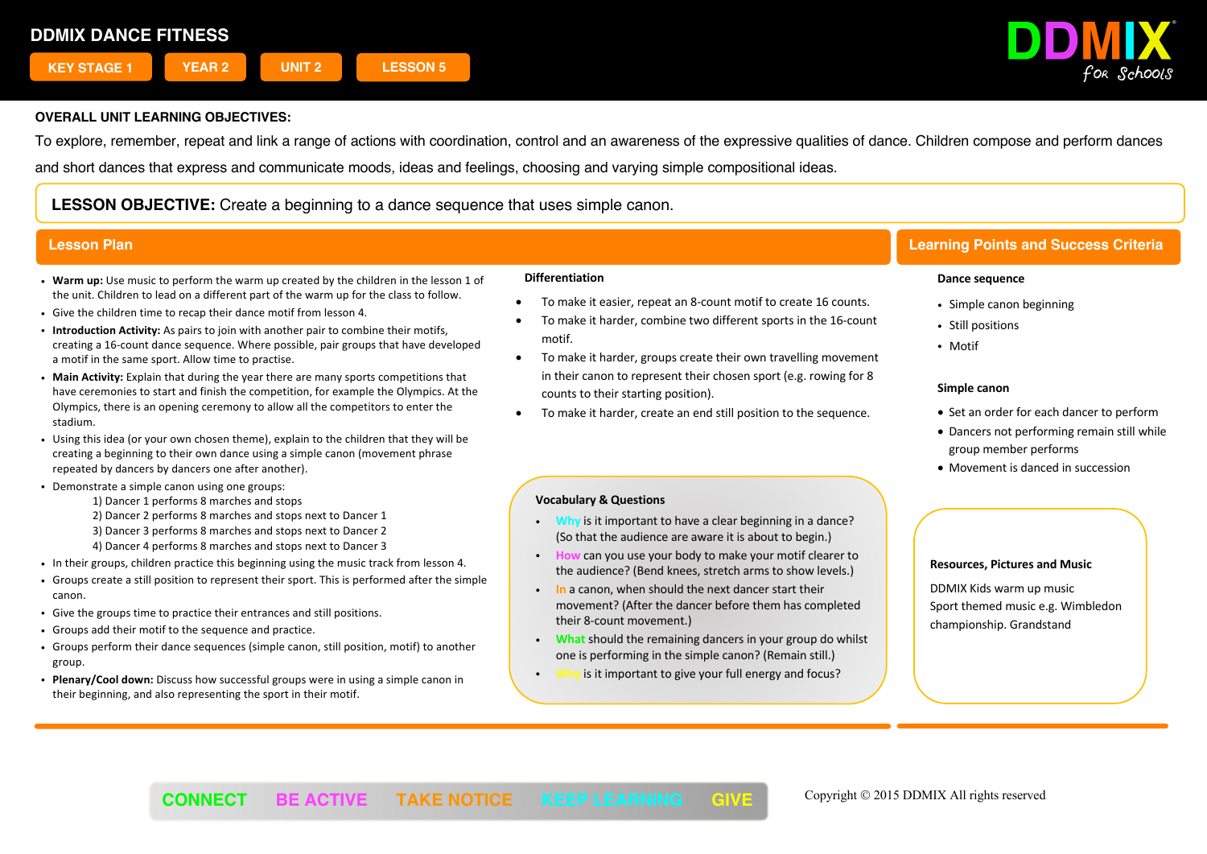# DDMIX DANCE FITNESS

KEY STAGE 1 | YEAR 2 | UNIT 2 | LESSON 5

DDMIX *for Schools*

**OVERALL UNIT LEARNING OBJECTIVES:**

To explore, remember, repeat and link a range of actions with coordination, control and an awareness of the expressive qualities of dance. Children compose and perform dances and short dances that express and communicate moods, ideas and feelings, choosing and varying simple compositional ideas.

**LESSON OBJECTIVE:** Create a beginning to a dance sequence that uses simple canon.

## Lesson Plan

- **Warm up:** Use music to perform the warm up created by the children in the lesson 1 of the unit. Children to lead on a different part of the warm up for the class to follow.
- Give the children time to recap their dance motif from lesson 4.
- **Introduction Activity:** As pairs to join with another pair to combine their motifs, creating a 16-count dance sequence. Where possible, pair groups that have developed a motif in the same sport. Allow time to practise.
- **Main Activity:** Explain that during the year there are many sports competitions that have ceremonies to start and finish the competition, for example the Olympics. At the Olympics, there is an opening ceremony to allow all the competitors to enter the stadium.
- Using this idea (or your own chosen theme), explain to the children that they will be creating a beginning to their own dance using a simple canon (movement phrase repeated by dancers by dancers one after another).
- Demonstrate a simple canon using one groups:
  1) Dancer 1 performs 8 marches and stops
  2) Dancer 2 performs 8 marches and stops next to Dancer 1
  3) Dancer 3 performs 8 marches and stops next to Dancer 2
  4) Dancer 4 performs 8 marches and stops next to Dancer 3
- In their groups, children practice this beginning using the music track from lesson 4.
- Groups create a still position to represent their sport. This is performed after the simple canon.
- Give the groups time to practice their entrances and still positions.
- Groups add their motif to the sequence and practice.
- Groups perform their dance sequences (simple canon, still position, motif) to another group.
- **Plenary/Cool down:** Discuss how successful groups were in using a simple canon in their beginning, and also representing the sport in their motif.

### Differentiation

- To make it easier, repeat an 8-count motif to create 16 counts.
- To make it harder, combine two different sports in the 16-count motif.
- To make it harder, groups create their own travelling movement in their canon to represent their chosen sport (e.g. rowing for 8 counts to their starting position).
- To make it harder, create an end still position to the sequence.

### Vocabulary & Questions

- Why is it important to have a clear beginning in a dance? (So that the audience are aware it is about to begin.)
- How can you use your body to make your motif clearer to the audience? (Bend knees, stretch arms to show levels.)
- In a canon, when should the next dancer start their movement? (After the dancer before them has completed their 8-count movement.)
- What should the remaining dancers in your group do whilst one is performing in the simple canon? (Remain still.)
- Why is it important to give your full energy and focus?

## Learning Points and Success Criteria

**Dance sequence**

- Simple canon beginning
- Still positions
- Motif

**Simple canon**

- Set an order for each dancer to perform
- Dancers not performing remain still while group member performs
- Movement is danced in succession

### Resources, Pictures and Music

DDMIX Kids warm up music
Sport themed music e.g. Wimbledon championship. Grandstand

CONNECT BE ACTIVE TAKE NOTICE KEEP LEARNING GIVE

Copyright © 2015 DDMIX All rights reserved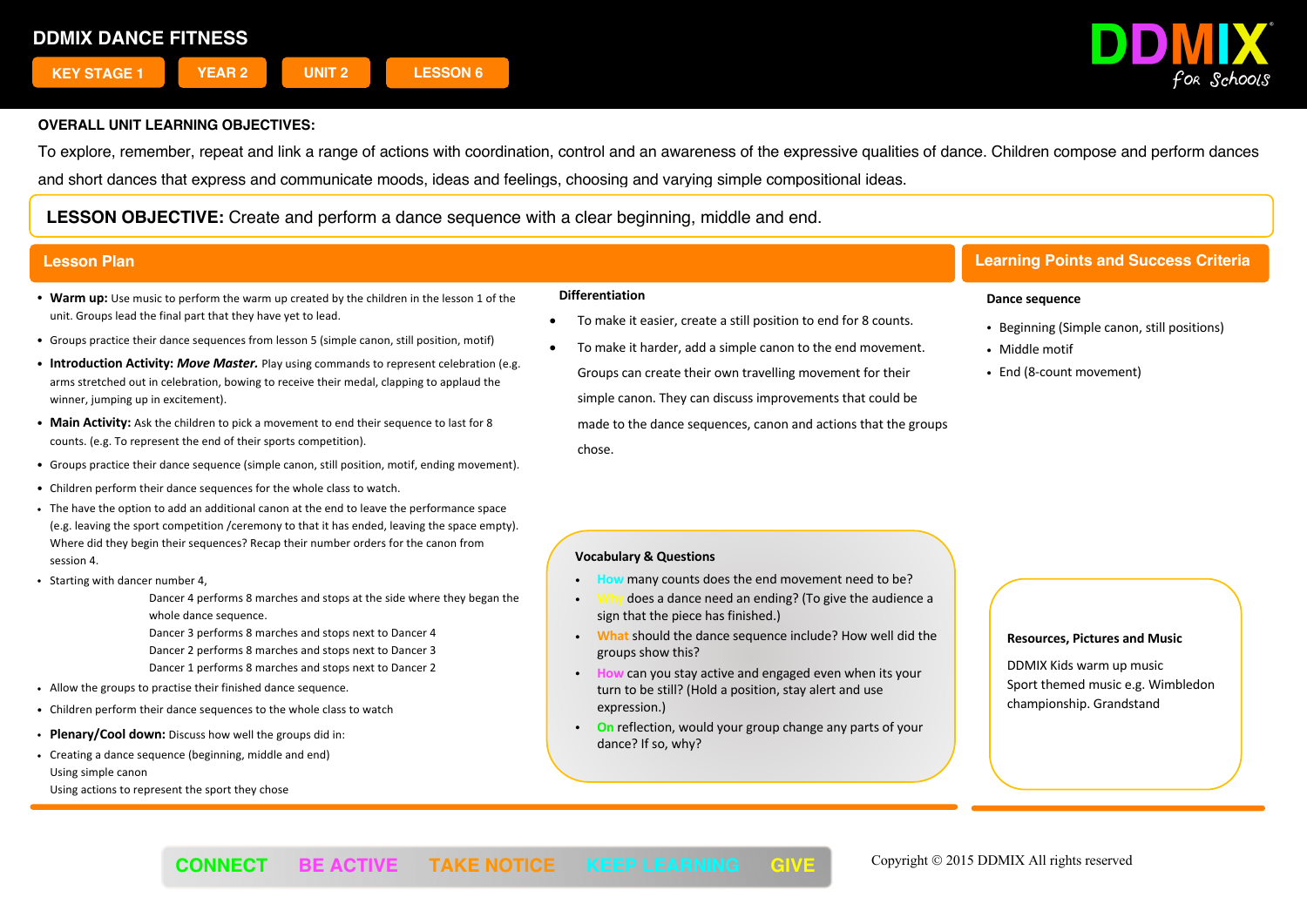# DDMIX DANCE FITNESS

KEY STAGE 1 | YEAR 2 | UNIT 2 | LESSON 6

DDMIX for Schools

**OVERALL UNIT LEARNING OBJECTIVES:**

To explore, remember, repeat and link a range of actions with coordination, control and an awareness of the expressive qualities of dance. Children compose and perform dances and short dances that express and communicate moods, ideas and feelings, choosing and varying simple compositional ideas.

**LESSON OBJECTIVE:** Create and perform a dance sequence with a clear beginning, middle and end.

## Lesson Plan

- **Warm up:** Use music to perform the warm up created by the children in the lesson 1 of the unit. Groups lead the final part that they have yet to lead.
- Groups practice their dance sequences from lesson 5 (simple canon, still position, motif)
- **Introduction Activity:** ***Move Master.*** Play using commands to represent celebration (e.g. arms stretched out in celebration, bowing to receive their medal, clapping to applaud the winner, jumping up in excitement).
- **Main Activity:** Ask the children to pick a movement to end their sequence to last for 8 counts. (e.g. To represent the end of their sports competition).
- Groups practice their dance sequence (simple canon, still position, motif, ending movement).
- Children perform their dance sequences for the whole class to watch.
- The have the option to add an additional canon at the end to leave the performance space (e.g. leaving the sport competition /ceremony to that it has ended, leaving the space empty). Where did they begin their sequences? Recap their number orders for the canon from session 4.
- Starting with dancer number 4,

  Dancer 4 performs 8 marches and stops at the side where they began the whole dance sequence.
  Dancer 3 performs 8 marches and stops next to Dancer 4
  Dancer 2 performs 8 marches and stops next to Dancer 3
  Dancer 1 performs 8 marches and stops next to Dancer 2
- Allow the groups to practise their finished dance sequence.
- Children perform their dance sequences to the whole class to watch
- **Plenary/Cool down:** Discuss how well the groups did in:
- Creating a dance sequence (beginning, middle and end)
  Using simple canon
  Using actions to represent the sport they chose

### Differentiation

- To make it easier, create a still position to end for 8 counts.
- To make it harder, add a simple canon to the end movement. Groups can create their own travelling movement for their simple canon. They can discuss improvements that could be made to the dance sequences, canon and actions that the groups chose.

### Vocabulary & Questions

- How many counts does the end movement need to be?
- Why does a dance need an ending? (To give the audience a sign that the piece has finished.)
- What should the dance sequence include? How well did the groups show this?
- How can you stay active and engaged even when its your turn to be still? (Hold a position, stay alert and use expression.)
- On reflection, would your group change any parts of your dance? If so, why?

## Learning Points and Success Criteria

**Dance sequence**

- Beginning (Simple canon, still positions)
- Middle motif
- End (8-count movement)

**Resources, Pictures and Music**

DDMIX Kids warm up music
Sport themed music e.g. Wimbledon championship. Grandstand

CONNECT BE ACTIVE TAKE NOTICE KEEP LEARNING GIVE

Copyright © 2015 DDMIX All rights reserved